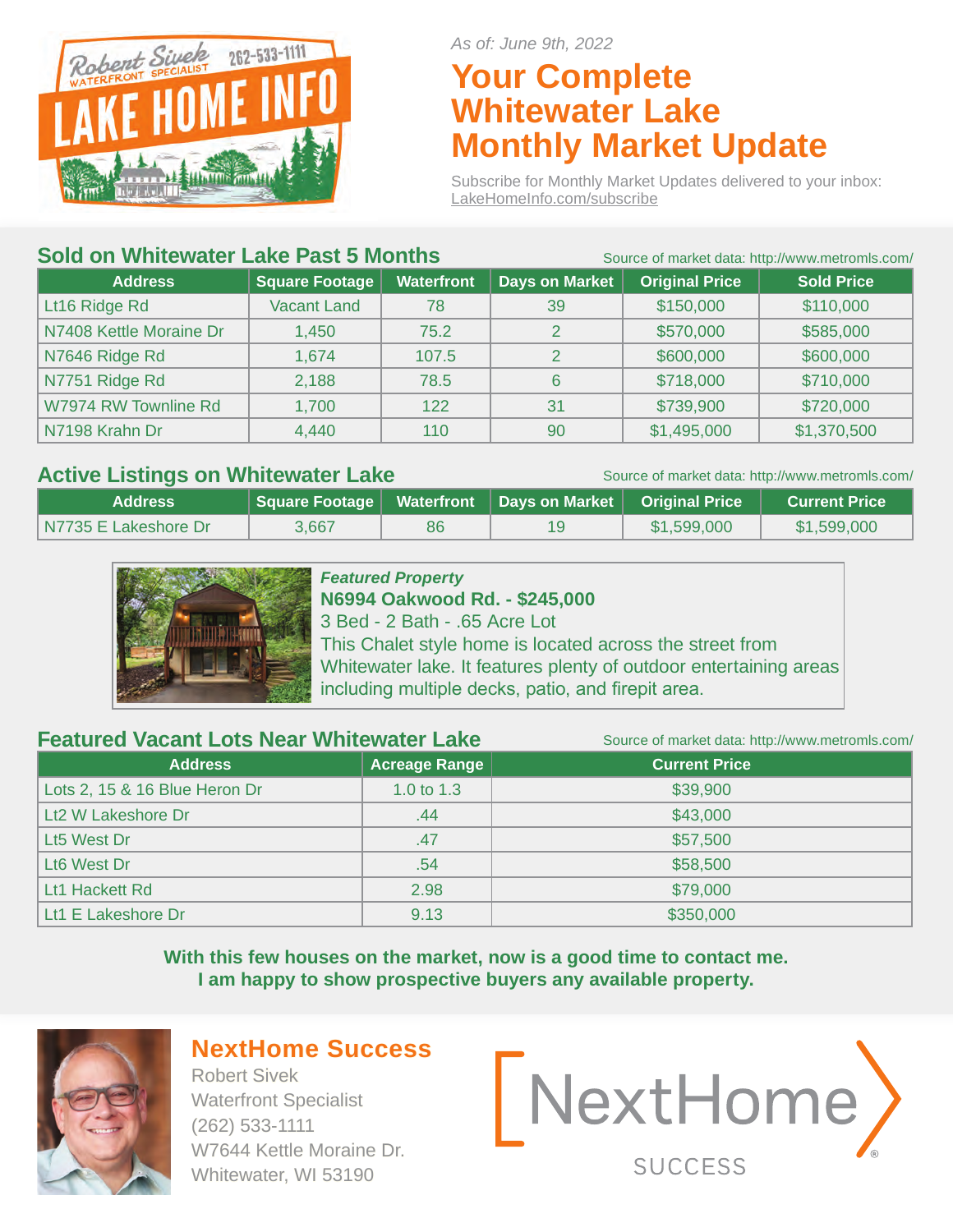Robert Sivek 262-533-1111
WATERFRONT SPECIALIST
LAKE HOME INFO

*As of: June 9th, 2022*

# Your Complete Whitewater Lake Monthly Market Update

Subscribe for Monthly Market Updates delivered to your inbox: LakeHomeInfo.com/subscribe

## Sold on Whitewater Lake Past 5 Months

Source of market data: http://www.metromls.com/

| Address | Square Footage | Waterfront | Days on Market | Original Price | Sold Price |
|---|---|---|---|---|---|
| Lt16 Ridge Rd | Vacant Land | 78 | 39 | $150,000 | $110,000 |
| N7408 Kettle Moraine Dr | 1,450 | 75.2 | 2 | $570,000 | $585,000 |
| N7646 Ridge Rd | 1,674 | 107.5 | 2 | $600,000 | $600,000 |
| N7751 Ridge Rd | 2,188 | 78.5 | 6 | $718,000 | $710,000 |
| W7974 RW Townline Rd | 1,700 | 122 | 31 | $739,900 | $720,000 |
| N7198 Krahn Dr | 4,440 | 110 | 90 | $1,495,000 | $1,370,500 |

## Active Listings on Whitewater Lake

Source of market data: http://www.metromls.com/

| Address | Square Footage | Waterfront | Days on Market | Original Price | Current Price |
|---|---|---|---|---|---|
| N7735 E Lakeshore Dr | 3,667 | 86 | 19 | $1,599,000 | $1,599,000 |

***Featured Property***

**N6994 Oakwood Rd. - $245,000**

3 Bed - 2 Bath - .65 Acre Lot

This Chalet style home is located across the street from Whitewater lake. It features plenty of outdoor entertaining areas including multiple decks, patio, and firepit area.

## Featured Vacant Lots Near Whitewater Lake

Source of market data: http://www.metromls.com/

| Address | Acreage Range | Current Price |
|---|---|---|
| Lots 2, 15 & 16 Blue Heron Dr | 1.0 to 1.3 | $39,900 |
| Lt2 W Lakeshore Dr | .44 | $43,000 |
| Lt5 West Dr | .47 | $57,500 |
| Lt6 West Dr | .54 | $58,500 |
| Lt1 Hackett Rd | 2.98 | $79,000 |
| Lt1 E Lakeshore Dr | 9.13 | $350,000 |

**With this few houses on the market, now is a good time to contact me. I am happy to show prospective buyers any available property.**

## NextHome Success

Robert Sivek
Waterfront Specialist
(262) 533-1111
W7644 Kettle Moraine Dr.
Whitewater, WI 53190

NextHome SUCCESS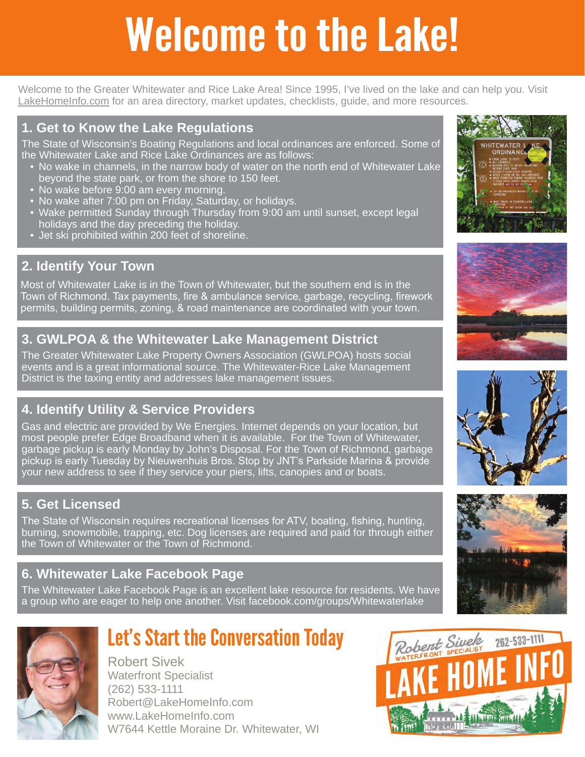# Welcome to the Lake!

Welcome to the Greater Whitewater and Rice Lake Area! Since 1995, I've lived on the lake and can help you. Visit LakeHomeInfo.com for an area directory, market updates, checklists, guide, and more resources.

## 1. Get to Know the Lake Regulations

The State of Wisconsin's Boating Regulations and local ordinances are enforced. Some of the Whitewater Lake and Rice Lake Ordinances are as follows:

- No wake in channels, in the narrow body of water on the north end of Whitewater Lake beyond the state park, or from the shore to 150 feet.
- No wake before 9:00 am every morning.
- No wake after 7:00 pm on Friday, Saturday, or holidays.
- Wake permitted Sunday through Thursday from 9:00 am until sunset, except legal holidays and the day preceding the holiday.
- Jet ski prohibited within 200 feet of shoreline.

## 2. Identify Your Town

Most of Whitewater Lake is in the Town of Whitewater, but the southern end is in the Town of Richmond. Tax payments, fire & ambulance service, garbage, recycling, firework permits, building permits, zoning, & road maintenance are coordinated with your town.

## 3. GWLPOA & the Whitewater Lake Management District

The Greater Whitewater Lake Property Owners Association (GWLPOA) hosts social events and is a great informational source. The Whitewater-Rice Lake Management District is the taxing entity and addresses lake management issues.

## 4. Identify Utility & Service Providers

Gas and electric are provided by We Energies. Internet depends on your location, but most people prefer Edge Broadband when it is available. For the Town of Whitewater, garbage pickup is early Monday by John's Disposal. For the Town of Richmond, garbage pickup is early Tuesday by Nieuwenhuis Bros. Stop by JNT's Parkside Marina & provide your new address to see if they service your piers, lifts, canopies and or boats.

## 5. Get Licensed

The State of Wisconsin requires recreational licenses for ATV, boating, fishing, hunting, burning, snowmobile, trapping, etc. Dog licenses are required and paid for through either the Town of Whitewater or the Town of Richmond.

## 6. Whitewater Lake Facebook Page

The Whitewater Lake Facebook Page is an excellent lake resource for residents. We have a group who are eager to help one another. Visit facebook.com/groups/Whitewaterlake

## Let's Start the Conversation Today

Robert Sivek
Waterfront Specialist
(262) 533-1111
Robert@LakeHomeInfo.com
www.LakeHomeInfo.com
W7644 Kettle Moraine Dr. Whitewater, WI